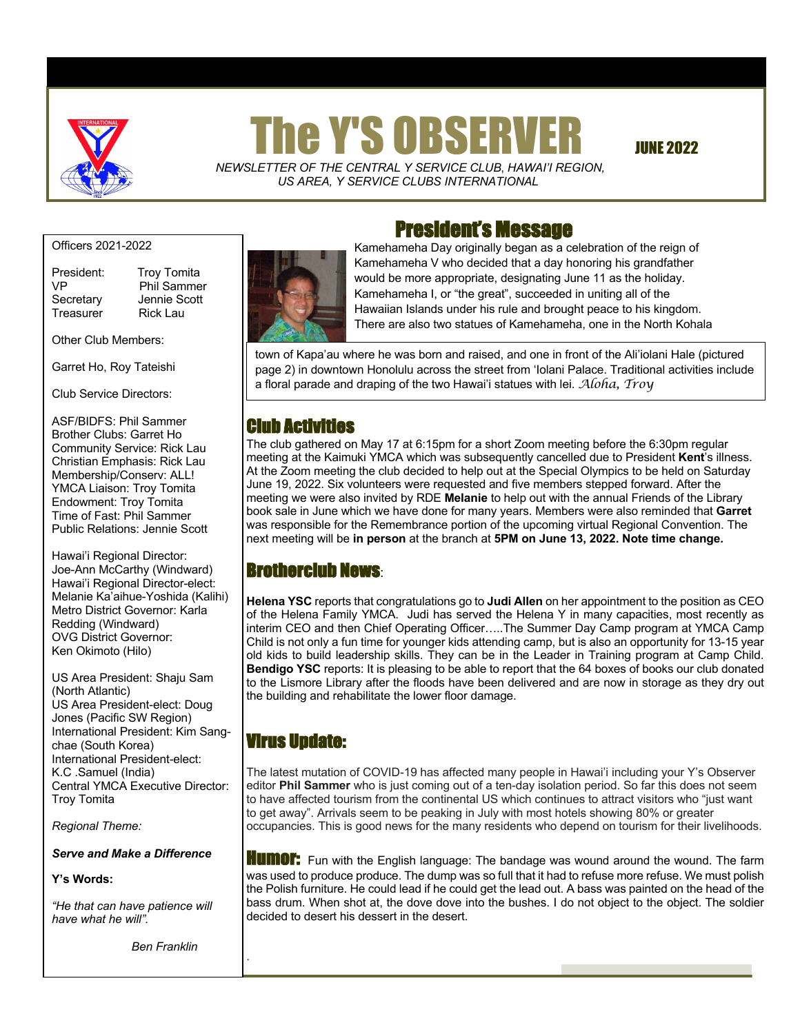# The Y'S OBSERVER

**JUNE 2022**

*NEWSLETTER OF THE CENTRAL Y SERVICE CLUB, HAWAI'I REGION, US AREA, Y SERVICE CLUBS INTERNATIONAL*

Officers 2021-2022

President: Troy Tomita
VP Phil Sammer
Secretary Jennie Scott
Treasurer Rick Lau

Other Club Members:

Garret Ho, Roy Tateishi

Club Service Directors:

ASF/BIDFS: Phil Sammer
Brother Clubs: Garret Ho
Community Service: Rick Lau
Christian Emphasis: Rick Lau
Membership/Conserv: ALL!
YMCA Liaison: Troy Tomita
Endowment: Troy Tomita
Time of Fast: Phil Sammer
Public Relations: Jennie Scott

Hawai'i Regional Director: Joe-Ann McCarthy (Windward)
Hawai'i Regional Director-elect: Melanie Ka'aihue-Yoshida (Kalihi)
Metro District Governor: Karla Redding (Windward)
OVG District Governor: Ken Okimoto (Hilo)

US Area President: Shaju Sam (North Atlantic)
US Area President-elect: Doug Jones (Pacific SW Region)
International President: Kim Sang-chae (South Korea)
International President-elect: K.C .Samuel (India)
Central YMCA Executive Director: Troy Tomita

*Regional Theme:*

***Serve and Make a Difference***

**Y's Words:**

*"He that can have patience will have what he will".*

*Ben Franklin*

## President's Message

Kamehameha Day originally began as a celebration of the reign of Kamehameha V who decided that a day honoring his grandfather would be more appropriate, designating June 11 as the holiday. Kamehameha I, or "the great", succeeded in uniting all of the Hawaiian Islands under his rule and brought peace to his kingdom. There are also two statues of Kamehameha, one in the North Kohala town of Kapa'au where he was born and raised, and one in front of the Ali'iolani Hale (pictured page 2) in downtown Honolulu across the street from 'Iolani Palace. Traditional activities include a floral parade and draping of the two Hawai'i statues with lei. *Aloha, Troy*

## Club Activities

The club gathered on May 17 at 6:15pm for a short Zoom meeting before the 6:30pm regular meeting at the Kaimuki YMCA which was subsequently cancelled due to President **Kent**'s illness. At the Zoom meeting the club decided to help out at the Special Olympics to be held on Saturday June 19, 2022. Six volunteers were requested and five members stepped forward. After the meeting we were also invited by RDE **Melanie** to help out with the annual Friends of the Library book sale in June which we have done for many years. Members were also reminded that **Garret** was responsible for the Remembrance portion of the upcoming virtual Regional Convention. The next meeting will be **in person** at the branch at **5PM on June 13, 2022. Note time change.**

## Brotherclub News:

**Helena YSC** reports that congratulations go to **Judi Allen** on her appointment to the position as CEO of the Helena Family YMCA. Judi has served the Helena Y in many capacities, most recently as interim CEO and then Chief Operating Officer…..The Summer Day Camp program at YMCA Camp Child is not only a fun time for younger kids attending camp, but is also an opportunity for 13-15 year old kids to build leadership skills. They can be in the Leader in Training program at Camp Child. **Bendigo YSC** reports: It is pleasing to be able to report that the 64 boxes of books our club donated to the Lismore Library after the floods have been delivered and are now in storage as they dry out the building and rehabilitate the lower floor damage.

## Virus Update:

The latest mutation of COVID-19 has affected many people in Hawai'i including your Y's Observer editor **Phil Sammer** who is just coming out of a ten-day isolation period. So far this does not seem to have affected tourism from the continental US which continues to attract visitors who "just want to get away". Arrivals seem to be peaking in July with most hotels showing 80% or greater occupancies. This is good news for the many residents who depend on tourism for their livelihoods.

**Humor:** Fun with the English language: The bandage was wound around the wound. The farm was used to produce produce. The dump was so full that it had to refuse more refuse. We must polish the Polish furniture. He could lead if he could get the lead out. A bass was painted on the head of the bass drum. When shot at, the dove dove into the bushes. I do not object to the object. The soldier decided to desert his dessert in the desert.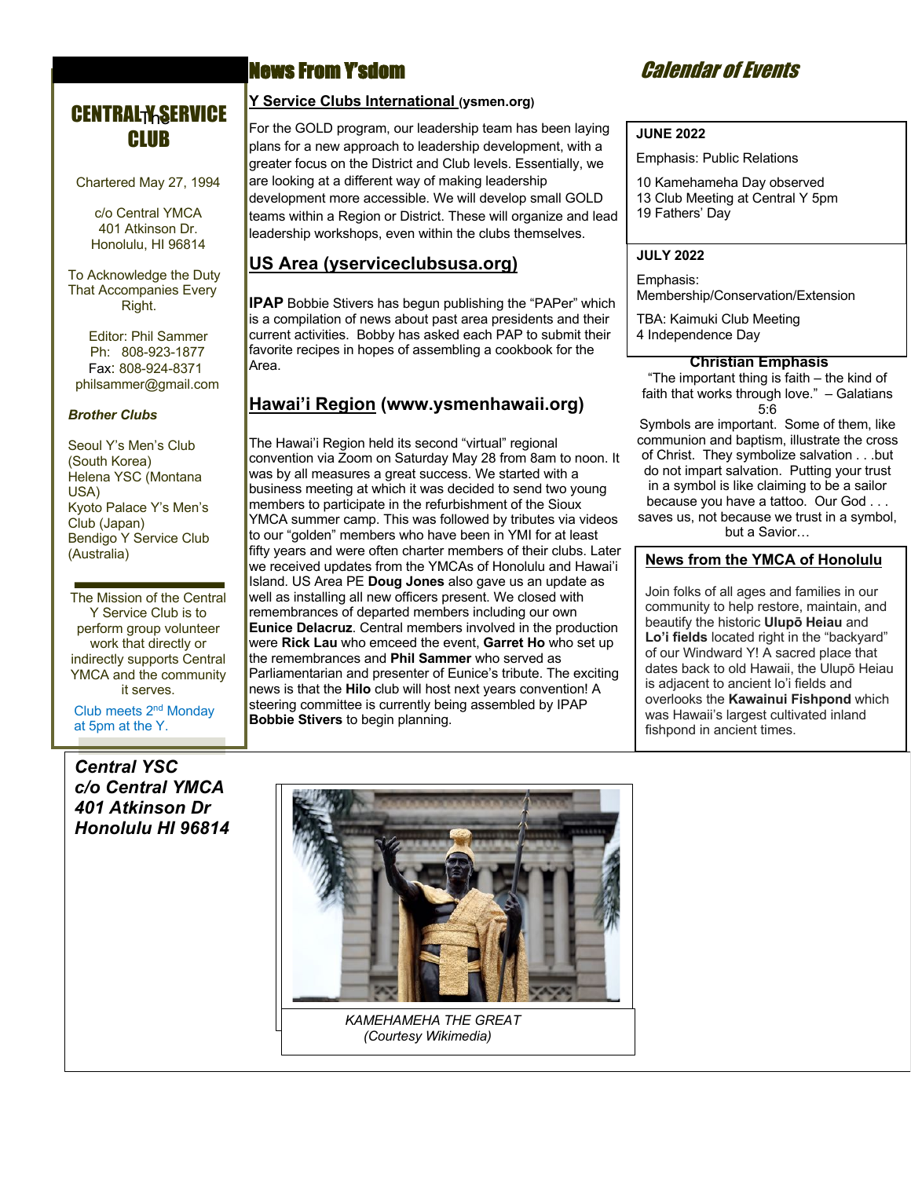## The CENTRAL Y SERVICE CLUB

Chartered May 27, 1994

c/o Central YMCA
401 Atkinson Dr.
Honolulu, HI 96814

To Acknowledge the Duty That Accompanies Every Right.

Editor: Phil Sammer
Ph: 808-923-1877
Fax: 808-924-8371
philsammer@gmail.com

***Brother Clubs***

Seoul Y's Men's Club (South Korea)
Helena YSC (Montana USA)
Kyoto Palace Y's Men's Club (Japan)
Bendigo Y Service Club (Australia)

The Mission of the Central Y Service Club is to perform group volunteer work that directly or indirectly supports Central YMCA and the community it serves.

Club meets 2nd Monday at 5pm at the Y.

# News From Y'sdom

## Y Service Clubs International (ysmen.org)

For the GOLD program, our leadership team has been laying plans for a new approach to leadership development, with a greater focus on the District and Club levels. Essentially, we are looking at a different way of making leadership development more accessible. We will develop small GOLD teams within a Region or District. These will organize and lead leadership workshops, even within the clubs themselves.

## US Area (yserviceclubsusa.org)

**IPAP** Bobbie Stivers has begun publishing the "PAPer" which is a compilation of news about past area presidents and their current activities. Bobby has asked each PAP to submit their favorite recipes in hopes of assembling a cookbook for the Area.

## Hawai'i Region (www.ysmenhawaii.org)

The Hawai'i Region held its second "virtual" regional convention via Zoom on Saturday May 28 from 8am to noon. It was by all measures a great success. We started with a business meeting at which it was decided to send two young members to participate in the refurbishment of the Sioux YMCA summer camp. This was followed by tributes via videos to our "golden" members who have been in YMI for at least fifty years and were often charter members of their clubs. Later we received updates from the YMCAs of Honolulu and Hawai'i Island. US Area PE **Doug Jones** also gave us an update as well as installing all new officers present. We closed with remembrances of departed members including our own **Eunice Delacruz**. Central members involved in the production were **Rick Lau** who emceed the event, **Garret Ho** who set up the remembrances and **Phil Sammer** who served as Parliamentarian and presenter of Eunice's tribute. The exciting news is that the **Hilo** club will host next years convention! A steering committee is currently being assembled by IPAP **Bobbie Stivers** to begin planning.

# Calendar of Events

**JUNE 2022**

Emphasis: Public Relations

10 Kamehameha Day observed
13 Club Meeting at Central Y 5pm
19 Fathers' Day

**JULY 2022**

Emphasis: Membership/Conservation/Extension

TBA: Kaimuki Club Meeting
4 Independence Day

**Christian Emphasis**

"The important thing is faith – the kind of faith that works through love." – Galatians 5:6

Symbols are important. Some of them, like communion and baptism, illustrate the cross of Christ. They symbolize salvation . . .but do not impart salvation. Putting your trust in a symbol is like claiming to be a sailor because you have a tattoo. Our God . . . saves us, not because we trust in a symbol, but a Savior…

## News from the YMCA of Honolulu

Join folks of all ages and families in our community to help restore, maintain, and beautify the historic **Ulupō Heiau** and **Lo'i fields** located right in the "backyard" of our Windward Y! A sacred place that dates back to old Hawaii, the Ulupō Heiau is adjacent to ancient lo'i fields and overlooks the **Kawainui Fishpond** which was Hawaii's largest cultivated inland fishpond in ancient times.

***Central YSC***
***c/o Central YMCA***
***401 Atkinson Dr***
***Honolulu HI 96814***

*KAMEHAMEHA THE GREAT*
*(Courtesy Wikimedia)*